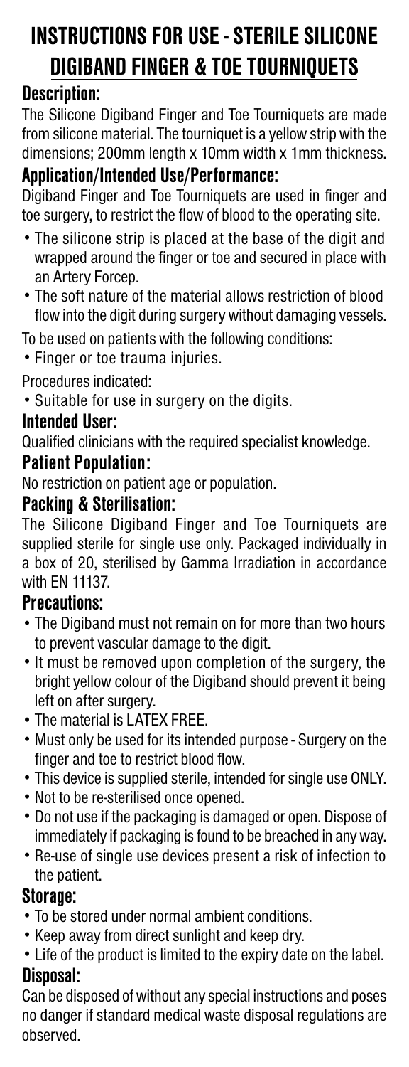# INSTRUCTIONS FOR USE - STERILE SILICONE DIGIBAND FINGER & TOE TOURNIQUETS

## Description:

The Silicone Digiband Finger and Toe Tourniquets are made from silicone material. The tourniquet is a yellow strip with the dimensions; 200mm length x 10mm width x 1mm thickness.

## Application/Intended Use/Performance:

Digiband Finger and Toe Tourniquets are used in finger and toe surgery, to restrict the flow of blood to the operating site.

- The silicone strip is placed at the base of the digit and wrapped around the finger or toe and secured in place with an Artery Forcep.
- The soft nature of the material allows restriction of blood flow into the digit during surgery without damaging vessels.

To be used on patients with the following conditions:

- Finger or toe trauma injuries.

Procedures indicated:

- Suitable for use in surgery on the digits.

## Intended User:

Qualified clinicians with the required specialist knowledge.

## Patient Population:

No restriction on patient age or population.

## Packing & Sterilisation:

The Silicone Digiband Finger and Toe Tourniquets are supplied sterile for single use only. Packaged individually in a box of 20, sterilised by Gamma Irradiation in accordance with EN 11137.

## Precautions:

- The Digiband must not remain on for more than two hours to prevent vascular damage to the digit.
- It must be removed upon completion of the surgery, the bright yellow colour of the Digiband should prevent it being left on after surgery.
- The material is LATEX FREE.
- Must only be used for its intended purpose - Surgery on the finger and toe to restrict blood flow.
- This device is supplied sterile, intended for single use ONLY.
- Not to be re-sterilised once opened.
- Do not use if the packaging is damaged or open. Dispose of immediately if packaging is found to be breached in any way.
- Re-use of single use devices present a risk of infection to the patient.

## Storage:

- To be stored under normal ambient conditions.
- Keep away from direct sunlight and keep dry.
- Life of the product is limited to the expiry date on the label.

## Disposal:

Can be disposed of without any special instructions and poses no danger if standard medical waste disposal regulations are observed.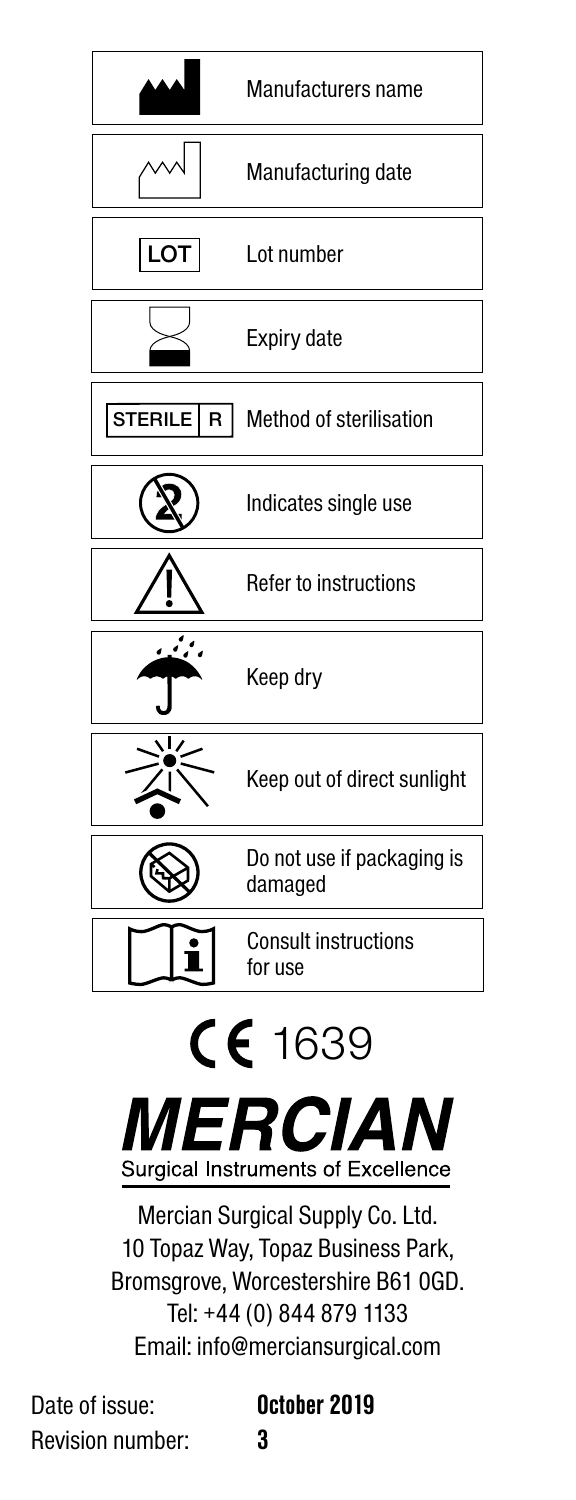| | |
|---|---|
| | Manufacturers name |
| | Manufacturing date |
| LOT | Lot number |
| | Expiry date |
| STERILE R | Method of sterilisation |
| | Indicates single use |
| | Refer to instructions |
| | Keep dry |
| | Keep out of direct sunlight |
| | Do not use if packaging is damaged |
| | Consult instructions for use |

CE 1639

**MERCIAN**

Surgical Instruments of Excellence

Mercian Surgical Supply Co. Ltd.
10 Topaz Way, Topaz Business Park,
Bromsgrove, Worcestershire B61 0GD.
Tel: +44 (0) 844 879 1133
Email: info@merciansurgical.com

Date of issue: **October 2019**
Revision number: **3**